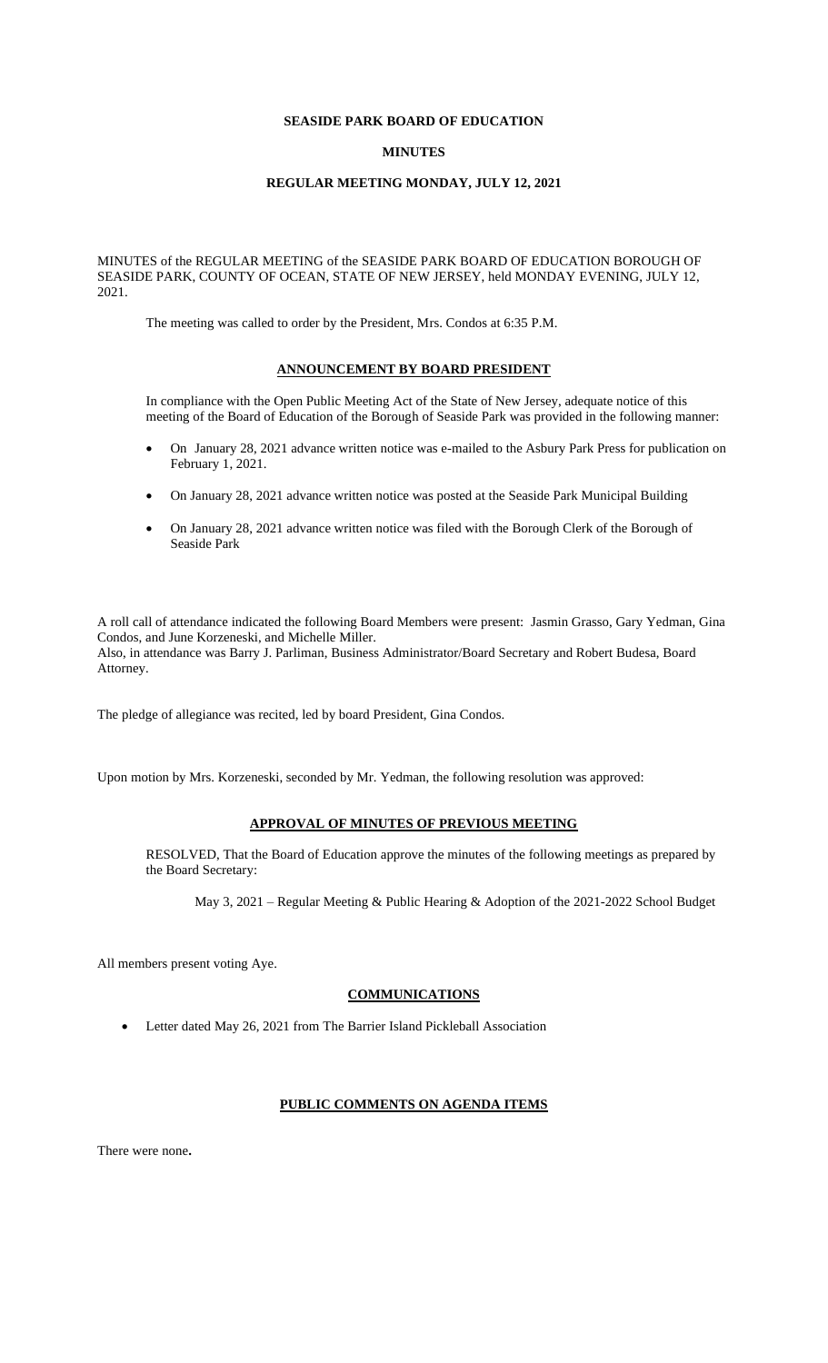# SEASIDE PARK BOARD OF EDUCATION

## MINUTES

### REGULAR MEETING MONDAY, JULY 12, 2021

MINUTES of the REGULAR MEETING of the SEASIDE PARK BOARD OF EDUCATION BOROUGH OF SEASIDE PARK, COUNTY OF OCEAN, STATE OF NEW JERSEY, held MONDAY EVENING, JULY 12, 2021.

The meeting was called to order by the President, Mrs. Condos at 6:35 P.M.

**ANNOUNCEMENT BY BOARD PRESIDENT**

In compliance with the Open Public Meeting Act of the State of New Jersey, adequate notice of this meeting of the Board of Education of the Borough of Seaside Park was provided in the following manner:

- On January 28, 2021 advance written notice was e-mailed to the Asbury Park Press for publication on February 1, 2021.
- On January 28, 2021 advance written notice was posted at the Seaside Park Municipal Building
- On January 28, 2021 advance written notice was filed with the Borough Clerk of the Borough of Seaside Park

A roll call of attendance indicated the following Board Members were present: Jasmin Grasso, Gary Yedman, Gina Condos, and June Korzeneski, and Michelle Miller.
Also, in attendance was Barry J. Parliman, Business Administrator/Board Secretary and Robert Budesa, Board Attorney.

The pledge of allegiance was recited, led by board President, Gina Condos.

Upon motion by Mrs. Korzeneski, seconded by Mr. Yedman, the following resolution was approved:

**APPROVAL OF MINUTES OF PREVIOUS MEETING**

RESOLVED, That the Board of Education approve the minutes of the following meetings as prepared by the Board Secretary:

May 3, 2021 – Regular Meeting & Public Hearing & Adoption of the 2021-2022 School Budget

All members present voting Aye.

**COMMUNICATIONS**

- Letter dated May 26, 2021 from The Barrier Island Pickleball Association

**PUBLIC COMMENTS ON AGENDA ITEMS**

There were none**.**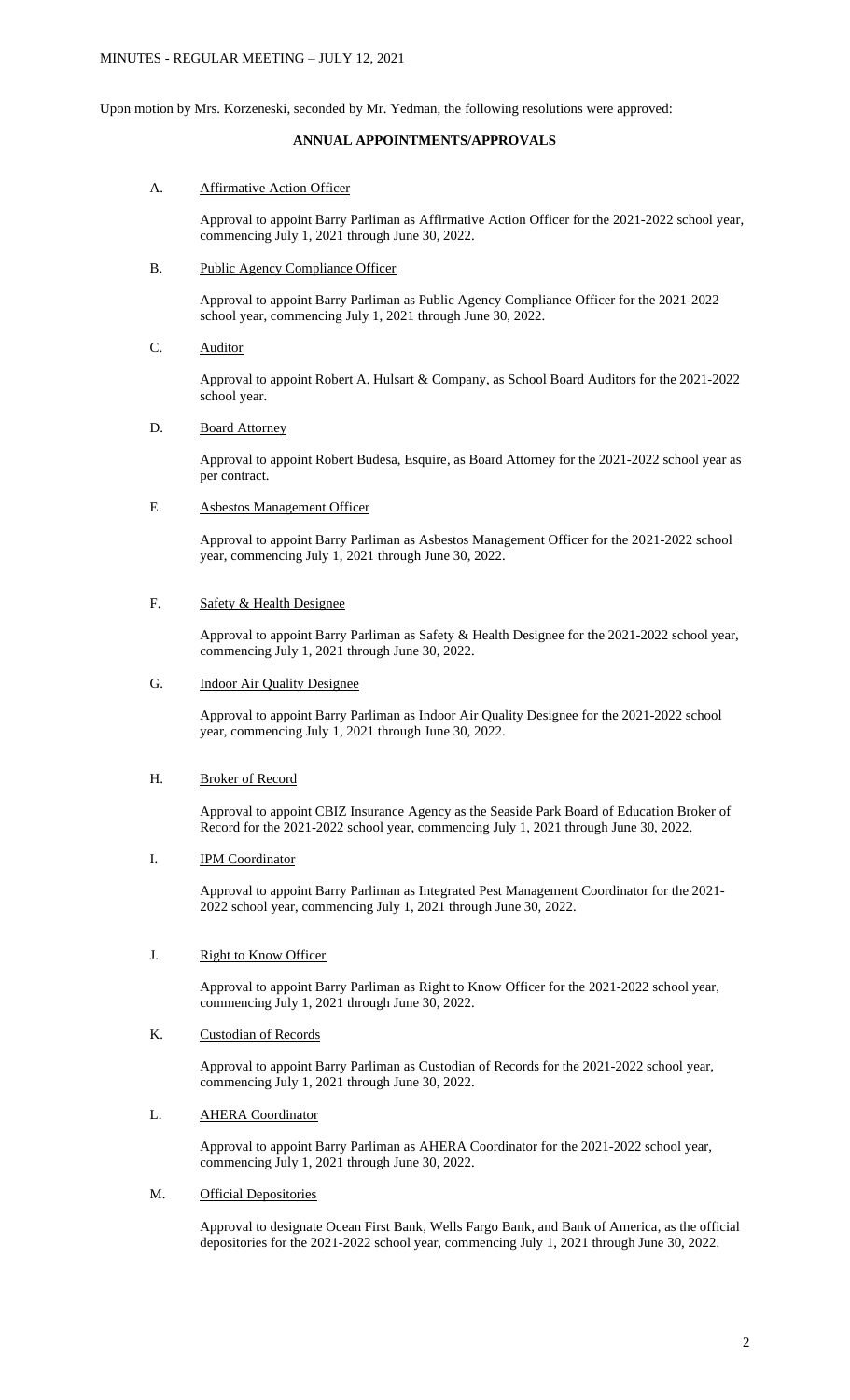Upon motion by Mrs. Korzeneski, seconded by Mr. Yedman, the following resolutions were approved:

## ANNUAL APPOINTMENTS/APPROVALS

A. Affirmative Action Officer

Approval to appoint Barry Parliman as Affirmative Action Officer for the 2021-2022 school year, commencing July 1, 2021 through June 30, 2022.

B. Public Agency Compliance Officer

Approval to appoint Barry Parliman as Public Agency Compliance Officer for the 2021-2022 school year, commencing July 1, 2021 through June 30, 2022.

C. Auditor

Approval to appoint Robert A. Hulsart & Company, as School Board Auditors for the 2021-2022 school year.

D. Board Attorney

Approval to appoint Robert Budesa, Esquire, as Board Attorney for the 2021-2022 school year as per contract.

E. Asbestos Management Officer

Approval to appoint Barry Parliman as Asbestos Management Officer for the 2021-2022 school year, commencing July 1, 2021 through June 30, 2022.

F. Safety & Health Designee

Approval to appoint Barry Parliman as Safety & Health Designee for the 2021-2022 school year, commencing July 1, 2021 through June 30, 2022.

G. Indoor Air Quality Designee

Approval to appoint Barry Parliman as Indoor Air Quality Designee for the 2021-2022 school year, commencing July 1, 2021 through June 30, 2022.

H. Broker of Record

Approval to appoint CBIZ Insurance Agency as the Seaside Park Board of Education Broker of Record for the 2021-2022 school year, commencing July 1, 2021 through June 30, 2022.

I. IPM Coordinator

Approval to appoint Barry Parliman as Integrated Pest Management Coordinator for the 2021-2022 school year, commencing July 1, 2021 through June 30, 2022.

J. Right to Know Officer

Approval to appoint Barry Parliman as Right to Know Officer for the 2021-2022 school year, commencing July 1, 2021 through June 30, 2022.

K. Custodian of Records

Approval to appoint Barry Parliman as Custodian of Records for the 2021-2022 school year, commencing July 1, 2021 through June 30, 2022.

L. AHERA Coordinator

Approval to appoint Barry Parliman as AHERA Coordinator for the 2021-2022 school year, commencing July 1, 2021 through June 30, 2022.

M. Official Depositories

Approval to designate Ocean First Bank, Wells Fargo Bank, and Bank of America, as the official depositories for the 2021-2022 school year, commencing July 1, 2021 through June 30, 2022.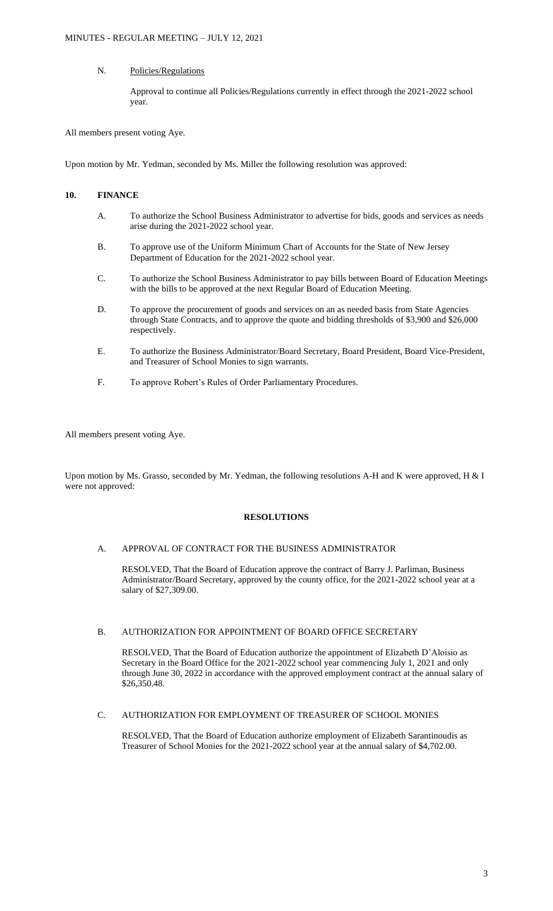N. Policies/Regulations

Approval to continue all Policies/Regulations currently in effect through the 2021-2022 school year.

All members present voting Aye.

Upon motion by Mr. Yedman, seconded by Ms. Miller the following resolution was approved:

## 10. FINANCE

A. To authorize the School Business Administrator to advertise for bids, goods and services as needs arise during the 2021-2022 school year.

B. To approve use of the Uniform Minimum Chart of Accounts for the State of New Jersey Department of Education for the 2021-2022 school year.

C. To authorize the School Business Administrator to pay bills between Board of Education Meetings with the bills to be approved at the next Regular Board of Education Meeting.

D. To approve the procurement of goods and services on an as needed basis from State Agencies through State Contracts, and to approve the quote and bidding thresholds of $3,900 and $26,000 respectively.

E. To authorize the Business Administrator/Board Secretary, Board President, Board Vice-President, and Treasurer of School Monies to sign warrants.

F. To approve Robert's Rules of Order Parliamentary Procedures.

All members present voting Aye.

Upon motion by Ms. Grasso, seconded by Mr. Yedman, the following resolutions A-H and K were approved, H & I were not approved:

## RESOLUTIONS

A. APPROVAL OF CONTRACT FOR THE BUSINESS ADMINISTRATOR

RESOLVED, That the Board of Education approve the contract of Barry J. Parliman, Business Administrator/Board Secretary, approved by the county office, for the 2021-2022 school year at a salary of $27,309.00.

B. AUTHORIZATION FOR APPOINTMENT OF BOARD OFFICE SECRETARY

RESOLVED, That the Board of Education authorize the appointment of Elizabeth D'Aloisio as Secretary in the Board Office for the 2021-2022 school year commencing July 1, 2021 and only through June 30, 2022 in accordance with the approved employment contract at the annual salary of $26,350.48.

C. AUTHORIZATION FOR EMPLOYMENT OF TREASURER OF SCHOOL MONIES

RESOLVED, That the Board of Education authorize employment of Elizabeth Sarantinoudis as Treasurer of School Monies for the 2021-2022 school year at the annual salary of $4,702.00.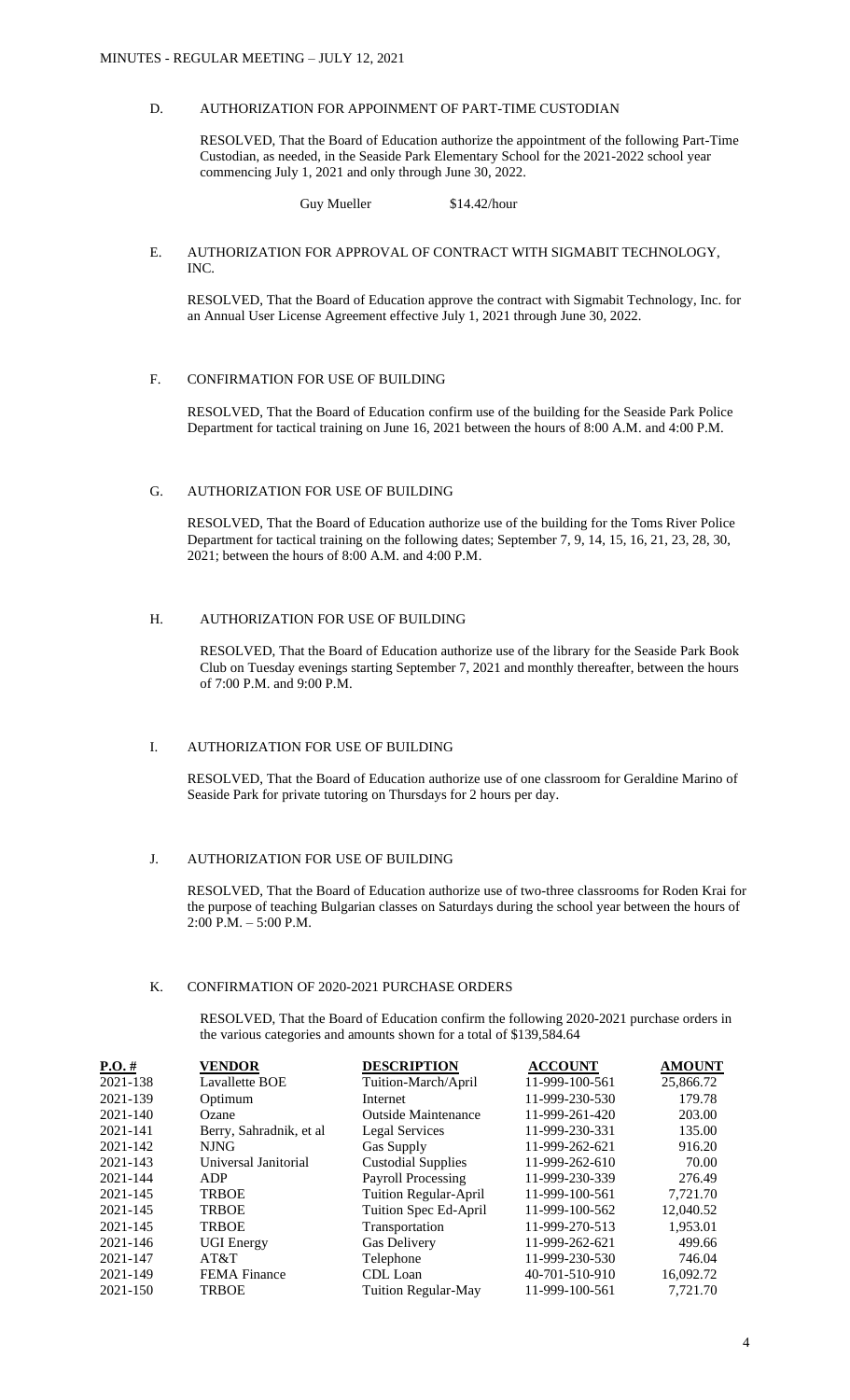D. AUTHORIZATION FOR APPOINMENT OF PART-TIME CUSTODIAN

RESOLVED, That the Board of Education authorize the appointment of the following Part-Time Custodian, as needed, in the Seaside Park Elementary School for the 2021-2022 school year commencing July 1, 2021 and only through June 30, 2022.

Guy Mueller $14.42/hour

E. AUTHORIZATION FOR APPROVAL OF CONTRACT WITH SIGMABIT TECHNOLOGY, INC.

RESOLVED, That the Board of Education approve the contract with Sigmabit Technology, Inc. for an Annual User License Agreement effective July 1, 2021 through June 30, 2022.

F. CONFIRMATION FOR USE OF BUILDING

RESOLVED, That the Board of Education confirm use of the building for the Seaside Park Police Department for tactical training on June 16, 2021 between the hours of 8:00 A.M. and 4:00 P.M.

G. AUTHORIZATION FOR USE OF BUILDING

RESOLVED, That the Board of Education authorize use of the building for the Toms River Police Department for tactical training on the following dates; September 7, 9, 14, 15, 16, 21, 23, 28, 30, 2021; between the hours of 8:00 A.M. and 4:00 P.M.

H. AUTHORIZATION FOR USE OF BUILDING

RESOLVED, That the Board of Education authorize use of the library for the Seaside Park Book Club on Tuesday evenings starting September 7, 2021 and monthly thereafter, between the hours of 7:00 P.M. and 9:00 P.M.

I. AUTHORIZATION FOR USE OF BUILDING

RESOLVED, That the Board of Education authorize use of one classroom for Geraldine Marino of Seaside Park for private tutoring on Thursdays for 2 hours per day.

J. AUTHORIZATION FOR USE OF BUILDING

RESOLVED, That the Board of Education authorize use of two-three classrooms for Roden Krai for the purpose of teaching Bulgarian classes on Saturdays during the school year between the hours of 2:00 P.M. – 5:00 P.M.

K. CONFIRMATION OF 2020-2021 PURCHASE ORDERS

RESOLVED, That the Board of Education confirm the following 2020-2021 purchase orders in the various categories and amounts shown for a total of $139,584.64

| P.O. # | VENDOR | DESCRIPTION | ACCOUNT | AMOUNT |
|---|---|---|---|---|
| 2021-138 | Lavallette BOE | Tuition-March/April | 11-999-100-561 | 25,866.72 |
| 2021-139 | Optimum | Internet | 11-999-230-530 | 179.78 |
| 2021-140 | Ozane | Outside Maintenance | 11-999-261-420 | 203.00 |
| 2021-141 | Berry, Sahradnik, et al | Legal Services | 11-999-230-331 | 135.00 |
| 2021-142 | NJNG | Gas Supply | 11-999-262-621 | 916.20 |
| 2021-143 | Universal Janitorial | Custodial Supplies | 11-999-262-610 | 70.00 |
| 2021-144 | ADP | Payroll Processing | 11-999-230-339 | 276.49 |
| 2021-145 | TRBOE | Tuition Regular-April | 11-999-100-561 | 7,721.70 |
| 2021-145 | TRBOE | Tuition Spec Ed-April | 11-999-100-562 | 12,040.52 |
| 2021-145 | TRBOE | Transportation | 11-999-270-513 | 1,953.01 |
| 2021-146 | UGI Energy | Gas Delivery | 11-999-262-621 | 499.66 |
| 2021-147 | AT&T | Telephone | 11-999-230-530 | 746.04 |
| 2021-149 | FEMA Finance | CDL Loan | 40-701-510-910 | 16,092.72 |
| 2021-150 | TRBOE | Tuition Regular-May | 11-999-100-561 | 7,721.70 |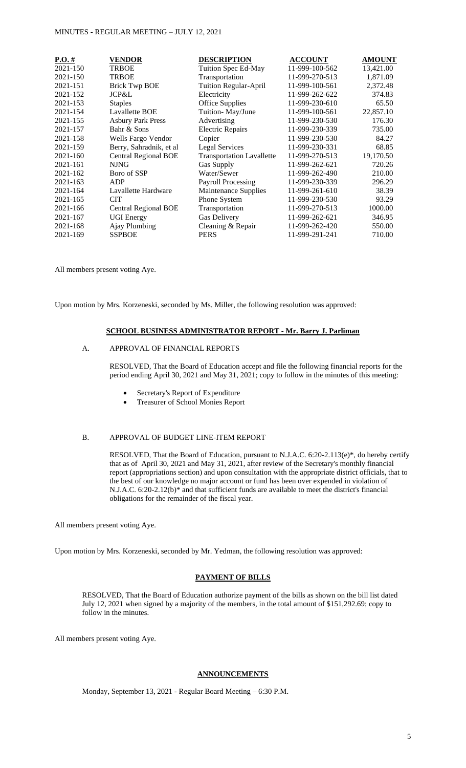| P.O. # | VENDOR | DESCRIPTION | ACCOUNT | AMOUNT |
|---|---|---|---|---|
| 2021-150 | TRBOE | Tuition Spec Ed-May | 11-999-100-562 | 13,421.00 |
| 2021-150 | TRBOE | Transportation | 11-999-270-513 | 1,871.09 |
| 2021-151 | Brick Twp BOE | Tuition Regular-April | 11-999-100-561 | 2,372.48 |
| 2021-152 | JCP&L | Electricity | 11-999-262-622 | 374.83 |
| 2021-153 | Staples | Office Supplies | 11-999-230-610 | 65.50 |
| 2021-154 | Lavallette BOE | Tuition- May/June | 11-999-100-561 | 22,857.10 |
| 2021-155 | Asbury Park Press | Advertising | 11-999-230-530 | 176.30 |
| 2021-157 | Bahr & Sons | Electric Repairs | 11-999-230-339 | 735.00 |
| 2021-158 | Wells Fargo Vendor | Copier | 11-999-230-530 | 84.27 |
| 2021-159 | Berry, Sahradnik, et al | Legal Services | 11-999-230-331 | 68.85 |
| 2021-160 | Central Regional BOE | Transportation Lavallette | 11-999-270-513 | 19,170.50 |
| 2021-161 | NJNG | Gas Supply | 11-999-262-621 | 720.26 |
| 2021-162 | Boro of SSP | Water/Sewer | 11-999-262-490 | 210.00 |
| 2021-163 | ADP | Payroll Processing | 11-999-230-339 | 296.29 |
| 2021-164 | Lavallette Hardware | Maintenance Supplies | 11-999-261-610 | 38.39 |
| 2021-165 | CIT | Phone System | 11-999-230-530 | 93.29 |
| 2021-166 | Central Regional BOE | Transportation | 11-999-270-513 | 1000.00 |
| 2021-167 | UGI Energy | Gas Delivery | 11-999-262-621 | 346.95 |
| 2021-168 | Ajay Plumbing | Cleaning & Repair | 11-999-262-420 | 550.00 |
| 2021-169 | SSPBOE | PERS | 11-999-291-241 | 710.00 |

All members present voting Aye.

Upon motion by Mrs. Korzeneski, seconded by Ms. Miller, the following resolution was approved:

## SCHOOL BUSINESS ADMINISTRATOR REPORT - Mr. Barry J. Parliman

A. APPROVAL OF FINANCIAL REPORTS

RESOLVED, That the Board of Education accept and file the following financial reports for the period ending April 30, 2021 and May 31, 2021; copy to follow in the minutes of this meeting:

- Secretary's Report of Expenditure
- Treasurer of School Monies Report

B. APPROVAL OF BUDGET LINE-ITEM REPORT

RESOLVED, That the Board of Education, pursuant to N.J.A.C. 6:20-2.113(e)*, do hereby certify that as of April 30, 2021 and May 31, 2021, after review of the Secretary's monthly financial report (appropriations section) and upon consultation with the appropriate district officials, that to the best of our knowledge no major account or fund has been over expended in violation of N.J.A.C. 6:20-2.12(b)* and that sufficient funds are available to meet the district's financial obligations for the remainder of the fiscal year.

All members present voting Aye.

Upon motion by Mrs. Korzeneski, seconded by Mr. Yedman, the following resolution was approved:

## PAYMENT OF BILLS

RESOLVED, That the Board of Education authorize payment of the bills as shown on the bill list dated July 12, 2021 when signed by a majority of the members, in the total amount of $151,292.69; copy to follow in the minutes.

All members present voting Aye.

## ANNOUNCEMENTS

Monday, September 13, 2021 - Regular Board Meeting – 6:30 P.M.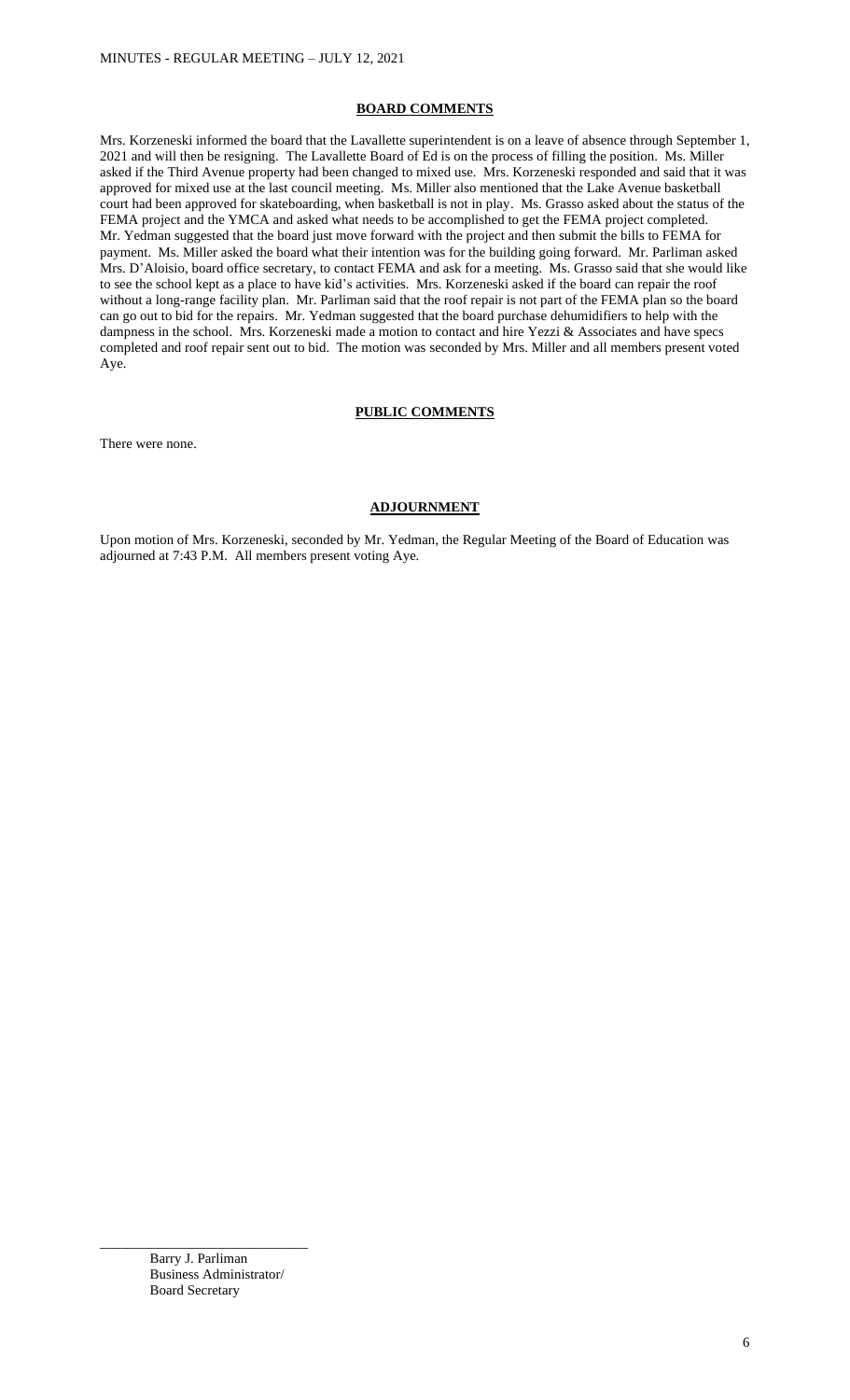## BOARD COMMENTS

Mrs. Korzeneski informed the board that the Lavallette superintendent is on a leave of absence through September 1, 2021 and will then be resigning. The Lavallette Board of Ed is on the process of filling the position. Ms. Miller asked if the Third Avenue property had been changed to mixed use. Mrs. Korzeneski responded and said that it was approved for mixed use at the last council meeting. Ms. Miller also mentioned that the Lake Avenue basketball court had been approved for skateboarding, when basketball is not in play. Ms. Grasso asked about the status of the FEMA project and the YMCA and asked what needs to be accomplished to get the FEMA project completed. Mr. Yedman suggested that the board just move forward with the project and then submit the bills to FEMA for payment. Ms. Miller asked the board what their intention was for the building going forward. Mr. Parliman asked Mrs. D'Aloisio, board office secretary, to contact FEMA and ask for a meeting. Ms. Grasso said that she would like to see the school kept as a place to have kid's activities. Mrs. Korzeneski asked if the board can repair the roof without a long-range facility plan. Mr. Parliman said that the roof repair is not part of the FEMA plan so the board can go out to bid for the repairs. Mr. Yedman suggested that the board purchase dehumidifiers to help with the dampness in the school. Mrs. Korzeneski made a motion to contact and hire Yezzi & Associates and have specs completed and roof repair sent out to bid. The motion was seconded by Mrs. Miller and all members present voted Aye.

## PUBLIC COMMENTS

There were none.

## ADJOURNMENT

Upon motion of Mrs. Korzeneski, seconded by Mr. Yedman, the Regular Meeting of the Board of Education was adjourned at 7:43 P.M. All members present voting Aye.

\_\_\_\_\_\_\_\_\_\_\_\_\_\_\_\_\_\_\_\_\_\_\_\_\_\_\_\_\_\_

Barry J. Parliman
Business Administrator/
Board Secretary